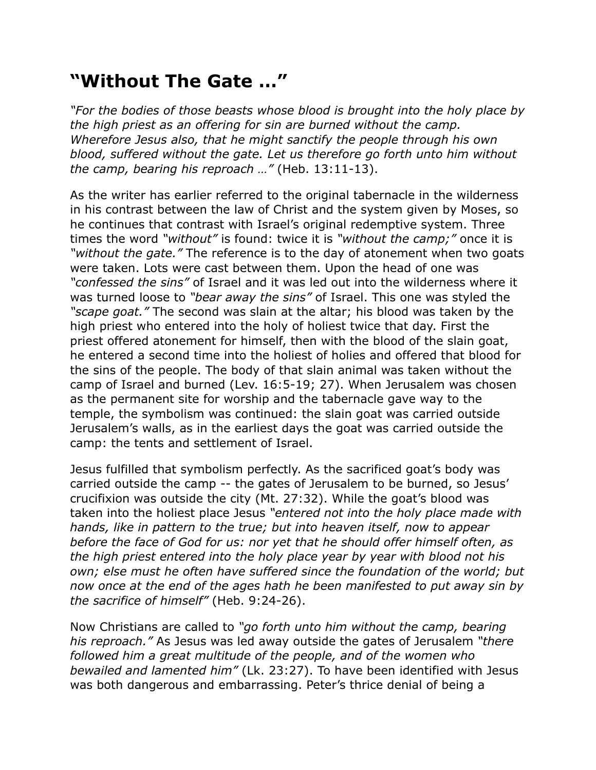# "Without The Gate …"

*"For the bodies of those beasts whose blood is brought into the holy place by the high priest as an offering for sin are burned without the camp. Wherefore Jesus also, that he might sanctify the people through his own blood, suffered without the gate. Let us therefore go forth unto him without the camp, bearing his reproach …"* (Heb. 13:11-13).

As the writer has earlier referred to the original tabernacle in the wilderness in his contrast between the law of Christ and the system given by Moses, so he continues that contrast with Israel's original redemptive system. Three times the word *"without"* is found: twice it is *"without the camp;"* once it is *"without the gate."* The reference is to the day of atonement when two goats were taken. Lots were cast between them. Upon the head of one was *"confessed the sins"* of Israel and it was led out into the wilderness where it was turned loose to *"bear away the sins"* of Israel. This one was styled the *"scape goat."* The second was slain at the altar; his blood was taken by the high priest who entered into the holy of holiest twice that day. First the priest offered atonement for himself, then with the blood of the slain goat, he entered a second time into the holiest of holies and offered that blood for the sins of the people. The body of that slain animal was taken without the camp of Israel and burned (Lev. 16:5-19; 27). When Jerusalem was chosen as the permanent site for worship and the tabernacle gave way to the temple, the symbolism was continued: the slain goat was carried outside Jerusalem's walls, as in the earliest days the goat was carried outside the camp: the tents and settlement of Israel.

Jesus fulfilled that symbolism perfectly. As the sacrificed goat's body was carried outside the camp -- the gates of Jerusalem to be burned, so Jesus' crucifixion was outside the city (Mt. 27:32). While the goat's blood was taken into the holiest place Jesus *"entered not into the holy place made with hands, like in pattern to the true; but into heaven itself, now to appear before the face of God for us: nor yet that he should offer himself often, as the high priest entered into the holy place year by year with blood not his own; else must he often have suffered since the foundation of the world; but now once at the end of the ages hath he been manifested to put away sin by the sacrifice of himself"* (Heb. 9:24-26).

Now Christians are called to *"go forth unto him without the camp, bearing his reproach."* As Jesus was led away outside the gates of Jerusalem *"there followed him a great multitude of the people, and of the women who bewailed and lamented him"* (Lk. 23:27). To have been identified with Jesus was both dangerous and embarrassing. Peter's thrice denial of being a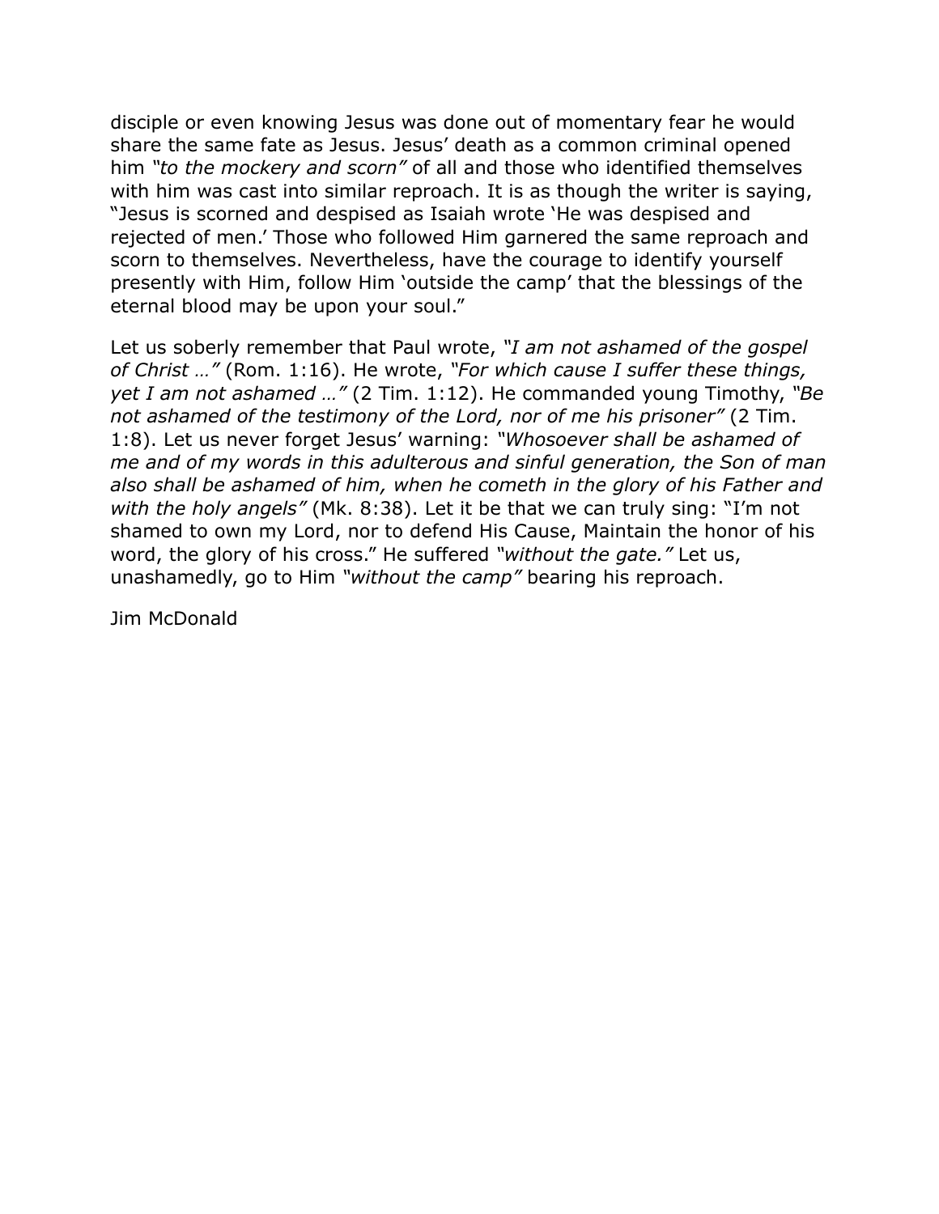disciple or even knowing Jesus was done out of momentary fear he would share the same fate as Jesus. Jesus' death as a common criminal opened him *"to the mockery and scorn"* of all and those who identified themselves with him was cast into similar reproach. It is as though the writer is saying, "Jesus is scorned and despised as Isaiah wrote 'He was despised and rejected of men.' Those who followed Him garnered the same reproach and scorn to themselves. Nevertheless, have the courage to identify yourself presently with Him, follow Him 'outside the camp' that the blessings of the eternal blood may be upon your soul."

Let us soberly remember that Paul wrote, *"I am not ashamed of the gospel of Christ …"* (Rom. 1:16). He wrote, *"For which cause I suffer these things, yet I am not ashamed …"* (2 Tim. 1:12). He commanded young Timothy, *"Be not ashamed of the testimony of the Lord, nor of me his prisoner"* (2 Tim. 1:8). Let us never forget Jesus' warning: *"Whosoever shall be ashamed of me and of my words in this adulterous and sinful generation, the Son of man also shall be ashamed of him, when he cometh in the glory of his Father and with the holy angels"* (Mk. 8:38). Let it be that we can truly sing: "I'm not shamed to own my Lord, nor to defend His Cause, Maintain the honor of his word, the glory of his cross." He suffered *"without the gate."* Let us, unashamedly, go to Him *"without the camp"* bearing his reproach.

Jim McDonald